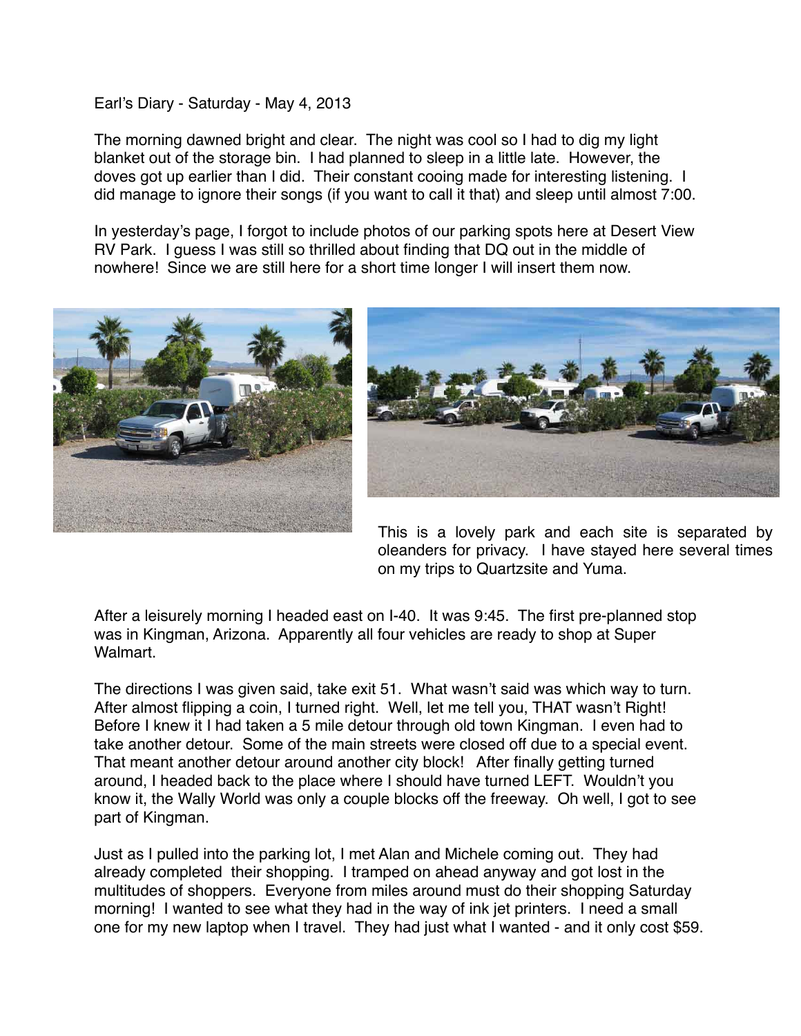Earl's Diary - Saturday - May 4, 2013

The morning dawned bright and clear. The night was cool so I had to dig my light blanket out of the storage bin. I had planned to sleep in a little late. However, the doves got up earlier than I did. Their constant cooing made for interesting listening. I did manage to ignore their songs (if you want to call it that) and sleep until almost 7:00.

In yesterday's page, I forgot to include photos of our parking spots here at Desert View RV Park. I guess I was still so thrilled about finding that DQ out in the middle of nowhere! Since we are still here for a short time longer I will insert them now.

This is a lovely park and each site is separated by oleanders for privacy. I have stayed here several times on my trips to Quartzsite and Yuma.

After a leisurely morning I headed east on I-40. It was 9:45. The first pre-planned stop was in Kingman, Arizona. Apparently all four vehicles are ready to shop at Super Walmart.

The directions I was given said, take exit 51. What wasn't said was which way to turn. After almost flipping a coin, I turned right. Well, let me tell you, THAT wasn't Right! Before I knew it I had taken a 5 mile detour through old town Kingman. I even had to take another detour. Some of the main streets were closed off due to a special event. That meant another detour around another city block! After finally getting turned around, I headed back to the place where I should have turned LEFT. Wouldn't you know it, the Wally World was only a couple blocks off the freeway. Oh well, I got to see part of Kingman.

Just as I pulled into the parking lot, I met Alan and Michele coming out. They had already completed their shopping. I tramped on ahead anyway and got lost in the multitudes of shoppers. Everyone from miles around must do their shopping Saturday morning! I wanted to see what they had in the way of ink jet printers. I need a small one for my new laptop when I travel. They had just what I wanted - and it only cost $59.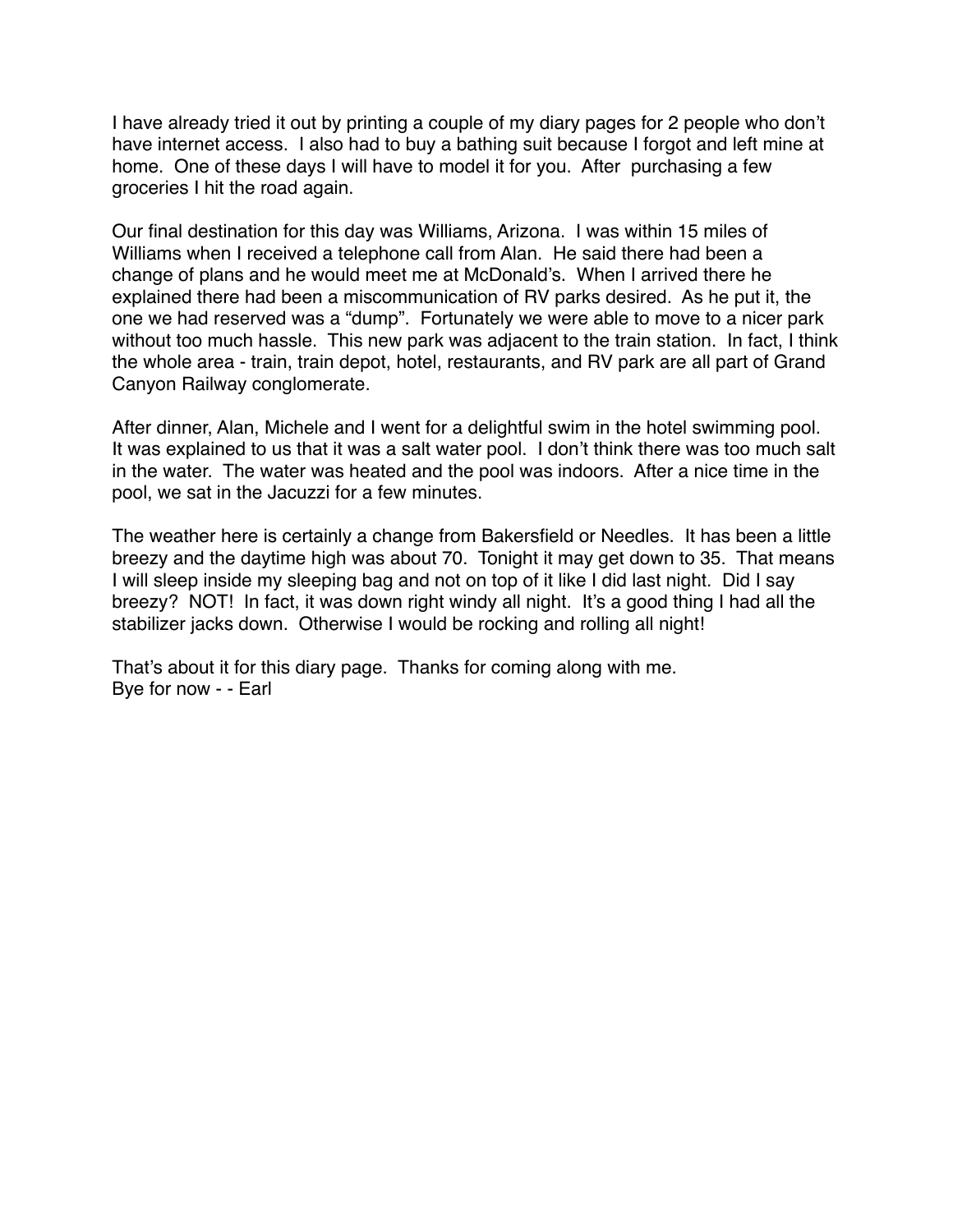I have already tried it out by printing a couple of my diary pages for 2 people who don't have internet access. I also had to buy a bathing suit because I forgot and left mine at home. One of these days I will have to model it for you. After purchasing a few groceries I hit the road again.

Our final destination for this day was Williams, Arizona. I was within 15 miles of Williams when I received a telephone call from Alan. He said there had been a change of plans and he would meet me at McDonald's. When I arrived there he explained there had been a miscommunication of RV parks desired. As he put it, the one we had reserved was a "dump". Fortunately we were able to move to a nicer park without too much hassle. This new park was adjacent to the train station. In fact, I think the whole area - train, train depot, hotel, restaurants, and RV park are all part of Grand Canyon Railway conglomerate.

After dinner, Alan, Michele and I went for a delightful swim in the hotel swimming pool. It was explained to us that it was a salt water pool. I don't think there was too much salt in the water. The water was heated and the pool was indoors. After a nice time in the pool, we sat in the Jacuzzi for a few minutes.

The weather here is certainly a change from Bakersfield or Needles. It has been a little breezy and the daytime high was about 70. Tonight it may get down to 35. That means I will sleep inside my sleeping bag and not on top of it like I did last night. Did I say breezy? NOT! In fact, it was down right windy all night. It's a good thing I had all the stabilizer jacks down. Otherwise I would be rocking and rolling all night!

That's about it for this diary page. Thanks for coming along with me.
Bye for now - - Earl